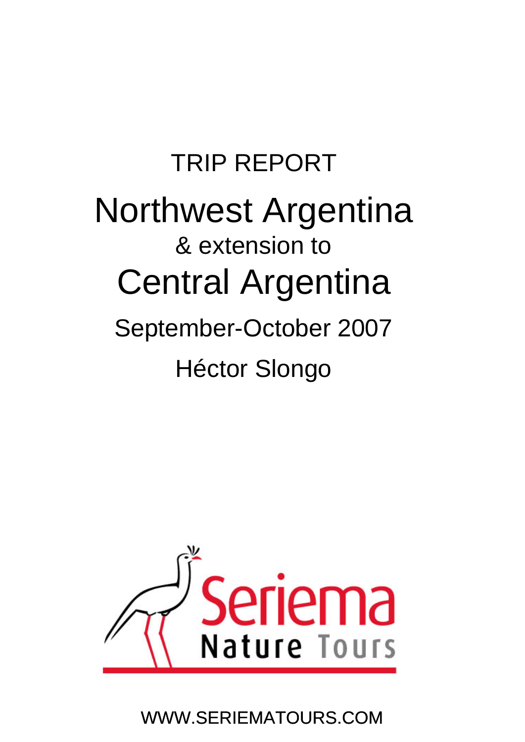TRIP REPORT

# Northwest Argentina

& extension to

# Central Argentina

September-October 2007

Héctor Slongo

Seriema

Nature Tours

WWW.SERIEMATOURS.COM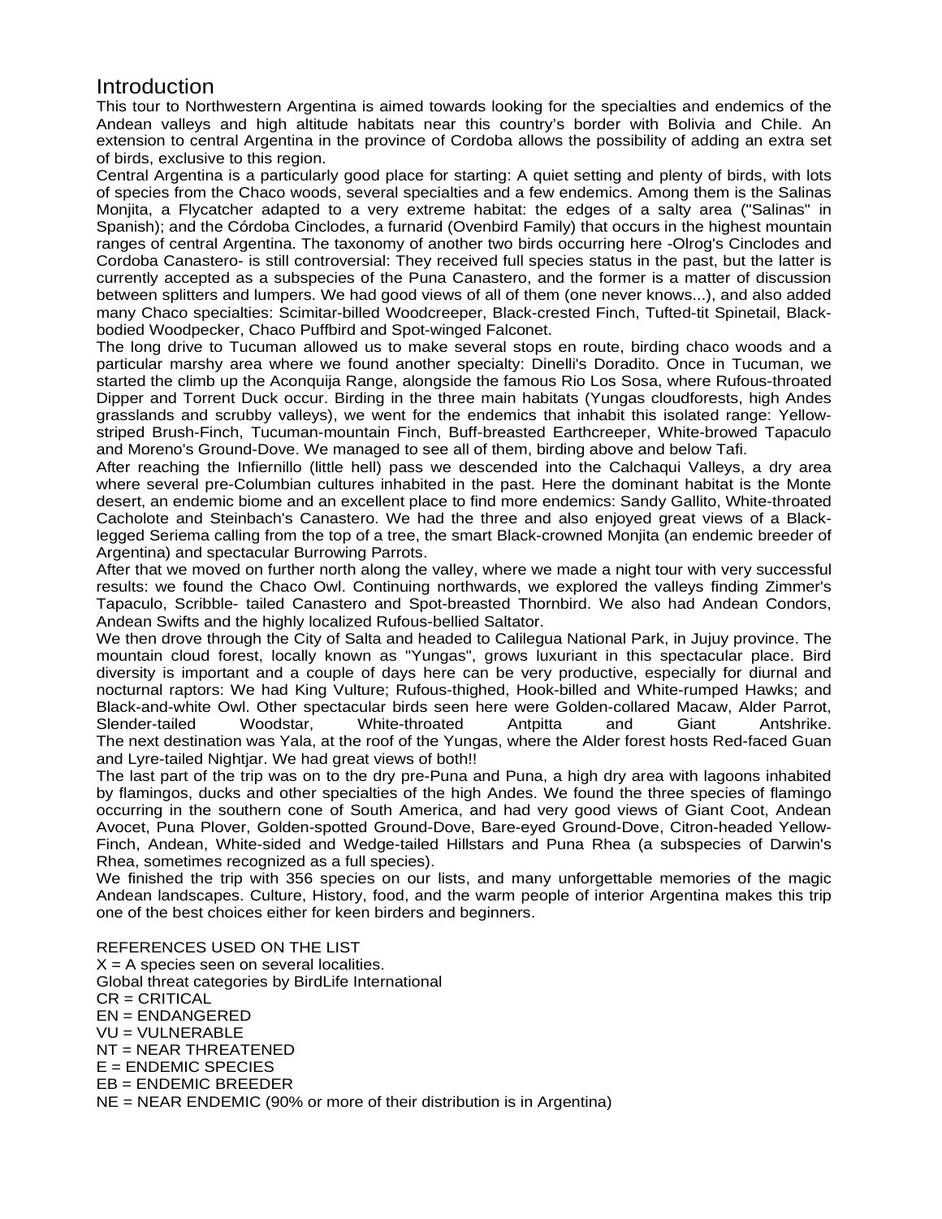## Introduction

This tour to Northwestern Argentina is aimed towards looking for the specialties and endemics of the Andean valleys and high altitude habitats near this country's border with Bolivia and Chile. An extension to central Argentina in the province of Cordoba allows the possibility of adding an extra set of birds, exclusive to this region.

Central Argentina is a particularly good place for starting: A quiet setting and plenty of birds, with lots of species from the Chaco woods, several specialties and a few endemics. Among them is the Salinas Monjita, a Flycatcher adapted to a very extreme habitat: the edges of a salty area ("Salinas" in Spanish); and the Córdoba Cinclodes, a furnarid (Ovenbird Family) that occurs in the highest mountain ranges of central Argentina. The taxonomy of another two birds occurring here -Olrog's Cinclodes and Cordoba Canastero- is still controversial: They received full species status in the past, but the latter is currently accepted as a subspecies of the Puna Canastero, and the former is a matter of discussion between splitters and lumpers. We had good views of all of them (one never knows...), and also added many Chaco specialties: Scimitar-billed Woodcreeper, Black-crested Finch, Tufted-tit Spinetail, Black-bodied Woodpecker, Chaco Puffbird and Spot-winged Falconet.

The long drive to Tucuman allowed us to make several stops en route, birding chaco woods and a particular marshy area where we found another specialty: Dinelli's Doradito. Once in Tucuman, we started the climb up the Aconquija Range, alongside the famous Rio Los Sosa, where Rufous-throated Dipper and Torrent Duck occur. Birding in the three main habitats (Yungas cloudforests, high Andes grasslands and scrubby valleys), we went for the endemics that inhabit this isolated range: Yellow-striped Brush-Finch, Tucuman-mountain Finch, Buff-breasted Earthcreeper, White-browed Tapaculo and Moreno's Ground-Dove. We managed to see all of them, birding above and below Tafi.

After reaching the Infiernillo (little hell) pass we descended into the Calchaqui Valleys, a dry area where several pre-Columbian cultures inhabited in the past. Here the dominant habitat is the Monte desert, an endemic biome and an excellent place to find more endemics: Sandy Gallito, White-throated Cacholote and Steinbach's Canastero. We had the three and also enjoyed great views of a Black-legged Seriema calling from the top of a tree, the smart Black-crowned Monjita (an endemic breeder of Argentina) and spectacular Burrowing Parrots.

After that we moved on further north along the valley, where we made a night tour with very successful results: we found the Chaco Owl. Continuing northwards, we explored the valleys finding Zimmer's Tapaculo, Scribble- tailed Canastero and Spot-breasted Thornbird. We also had Andean Condors, Andean Swifts and the highly localized Rufous-bellied Saltator.

We then drove through the City of Salta and headed to Calilegua National Park, in Jujuy province. The mountain cloud forest, locally known as "Yungas", grows luxuriant in this spectacular place. Bird diversity is important and a couple of days here can be very productive, especially for diurnal and nocturnal raptors: We had King Vulture; Rufous-thighed, Hook-billed and White-rumped Hawks; and Black-and-white Owl. Other spectacular birds seen here were Golden-collared Macaw, Alder Parrot, Slender-tailed Woodstar, White-throated Antpitta and Giant Antshrike.

The next destination was Yala, at the roof of the Yungas, where the Alder forest hosts Red-faced Guan and Lyre-tailed Nightjar. We had great views of both!!

The last part of the trip was on to the dry pre-Puna and Puna, a high dry area with lagoons inhabited by flamingos, ducks and other specialties of the high Andes. We found the three species of flamingo occurring in the southern cone of South America, and had very good views of Giant Coot, Andean Avocet, Puna Plover, Golden-spotted Ground-Dove, Bare-eyed Ground-Dove, Citron-headed Yellow-Finch, Andean, White-sided and Wedge-tailed Hillstars and Puna Rhea (a subspecies of Darwin's Rhea, sometimes recognized as a full species).

We finished the trip with 356 species on our lists, and many unforgettable memories of the magic Andean landscapes. Culture, History, food, and the warm people of interior Argentina makes this trip one of the best choices either for keen birders and beginners.

REFERENCES USED ON THE LIST

X = A species seen on several localities.

Global threat categories by BirdLife International

CR = CRITICAL

EN = ENDANGERED

VU = VULNERABLE

NT = NEAR THREATENED

E = ENDEMIC SPECIES

EB = ENDEMIC BREEDER

NE = NEAR ENDEMIC (90% or more of their distribution is in Argentina)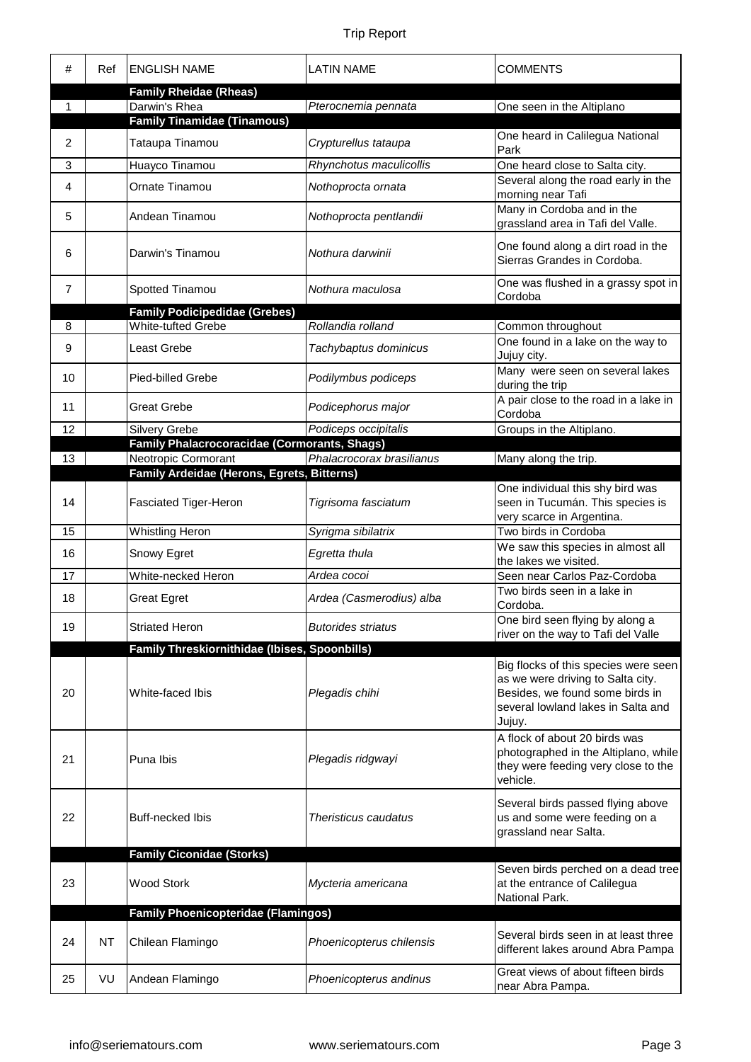| # | Ref | ENGLISH NAME | LATIN NAME | COMMENTS |
|---|---|---|---|---|
| | | **Family Rheidae (Rheas)** | | |
| 1 | | Darwin's Rhea | *Pterocnemia pennata* | One seen in the Altiplano |
| | | **Family Tinamidae (Tinamous)** | | |
| 2 | | Tataupa Tinamou | *Crypturellus tataupa* | One heard in Calilegua National Park |
| 3 | | Huayco Tinamou | *Rhynchotus maculicollis* | One heard close to Salta city. |
| 4 | | Ornate Tinamou | *Nothoprocta ornata* | Several along the road early in the morning near Tafi |
| 5 | | Andean Tinamou | *Nothoprocta pentlandii* | Many in Cordoba and in the grassland area in Tafi del Valle. |
| 6 | | Darwin's Tinamou | *Nothura darwinii* | One found along a dirt road in the Sierras Grandes in Cordoba. |
| 7 | | Spotted Tinamou | *Nothura maculosa* | One was flushed in a grassy spot in Cordoba |
| | | **Family Podicipedidae (Grebes)** | | |
| 8 | | White-tufted Grebe | *Rollandia rolland* | Common throughout |
| 9 | | Least Grebe | *Tachybaptus dominicus* | One found in a lake on the way to Jujuy city. |
| 10 | | Pied-billed Grebe | *Podilymbus podiceps* | Many were seen on several lakes during the trip |
| 11 | | Great Grebe | *Podicephorus major* | A pair close to the road in a lake in Cordoba |
| 12 | | Silvery Grebe | *Podiceps occipitalis* | Groups in the Altiplano. |
| | | **Family Phalacrocoracidae (Cormorants, Shags)** | | |
| 13 | | Neotropic Cormorant | *Phalacrocorax brasilianus* | Many along the trip. |
| | | **Family Ardeidae (Herons, Egrets, Bitterns)** | | |
| 14 | | Fasciated Tiger-Heron | *Tigrisoma fasciatum* | One individual this shy bird was seen in Tucumán. This species is very scarce in Argentina. |
| 15 | | Whistling Heron | *Syrigma sibilatrix* | Two birds in Cordoba |
| 16 | | Snowy Egret | *Egretta thula* | We saw this species in almost all the lakes we visited. |
| 17 | | White-necked Heron | *Ardea cocoi* | Seen near Carlos Paz-Cordoba |
| 18 | | Great Egret | *Ardea (Casmerodius) alba* | Two birds seen in a lake in Cordoba. |
| 19 | | Striated Heron | *Butorides striatus* | One bird seen flying by along a river on the way to Tafi del Valle |
| | | **Family Threskiornithidae (Ibises, Spoonbills)** | | |
| 20 | | White-faced Ibis | *Plegadis chihi* | Big flocks of this species were seen as we were driving to Salta city. Besides, we found some birds in several lowland lakes in Salta and Jujuy. |
| 21 | | Puna Ibis | *Plegadis ridgwayi* | A flock of about 20 birds was photographed in the Altiplano, while they were feeding very close to the vehicle. |
| 22 | | Buff-necked Ibis | *Theristicus caudatus* | Several birds passed flying above us and some were feeding on a grassland near Salta. |
| | | **Family Ciconidae (Storks)** | | |
| 23 | | Wood Stork | *Mycteria americana* | Seven birds perched on a dead tree at the entrance of Calilegua National Park. |
| | | **Family Phoenicopteridae (Flamingos)** | | |
| 24 | NT | Chilean Flamingo | *Phoenicopterus chilensis* | Several birds seen in at least three different lakes around Abra Pampa |
| 25 | VU | Andean Flamingo | *Phoenicopterus andinus* | Great views of about fifteen birds near Abra Pampa. |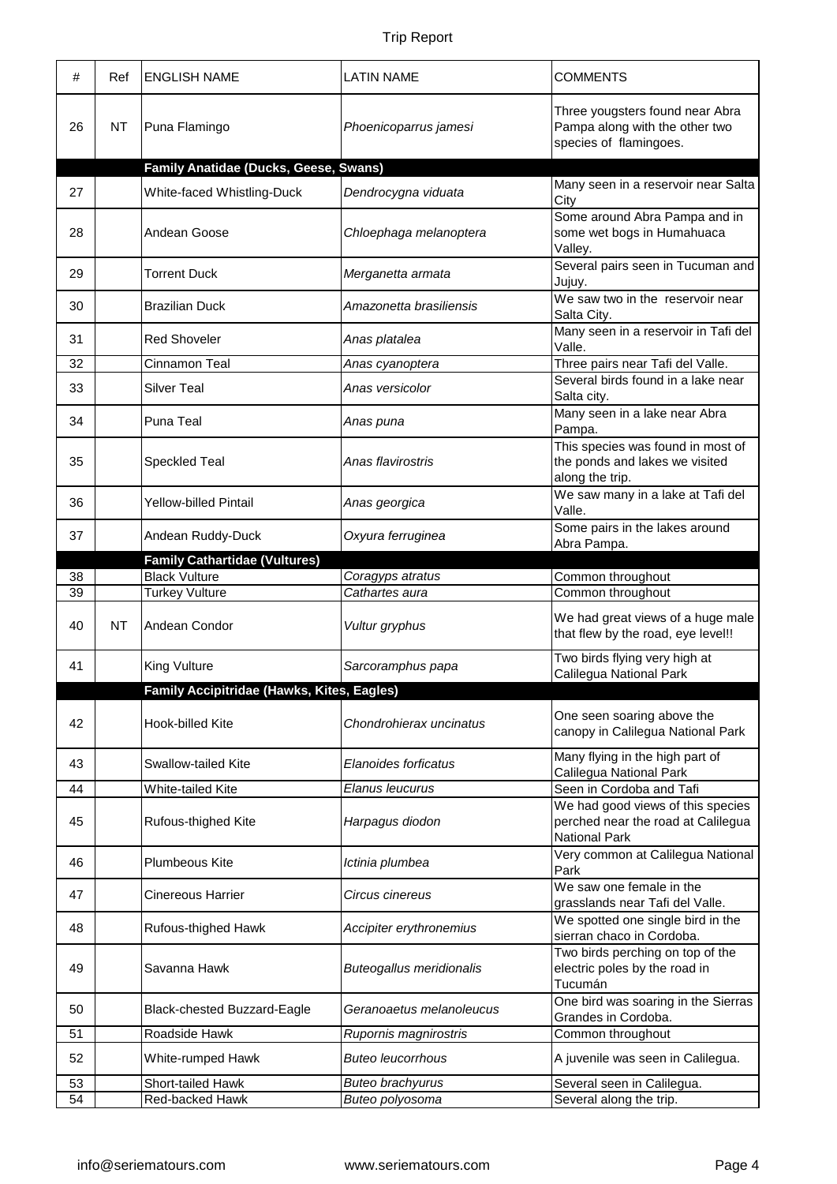| # | Ref | ENGLISH NAME | LATIN NAME | COMMENTS |
|---|---|---|---|---|
| 26 | NT | Puna Flamingo | *Phoenicoparrus jamesi* | Three yougsters found near Abra Pampa along with the other two species of flamingoes. |
| | | **Family Anatidae (Ducks, Geese, Swans)** | | |
| 27 | | White-faced Whistling-Duck | *Dendrocygna viduata* | Many seen in a reservoir near Salta City |
| 28 | | Andean Goose | *Chloephaga melanoptera* | Some around Abra Pampa and in some wet bogs in Humahuaca Valley. |
| 29 | | Torrent Duck | *Merganetta armata* | Several pairs seen in Tucuman and Jujuy. |
| 30 | | Brazilian Duck | *Amazonetta brasiliensis* | We saw two in the reservoir near Salta City. |
| 31 | | Red Shoveler | *Anas platalea* | Many seen in a reservoir in Tafi del Valle. |
| 32 | | Cinnamon Teal | *Anas cyanoptera* | Three pairs near Tafi del Valle. |
| 33 | | Silver Teal | *Anas versicolor* | Several birds found in a lake near Salta city. |
| 34 | | Puna Teal | *Anas puna* | Many seen in a lake near Abra Pampa. |
| 35 | | Speckled Teal | *Anas flavirostris* | This species was found in most of the ponds and lakes we visited along the trip. |
| 36 | | Yellow-billed Pintail | *Anas georgica* | We saw many in a lake at Tafi del Valle. |
| 37 | | Andean Ruddy-Duck | *Oxyura ferruginea* | Some pairs in the lakes around Abra Pampa. |
| | | **Family Cathartidae (Vultures)** | | |
| 38 | | Black Vulture | *Coragyps atratus* | Common throughout |
| 39 | | Turkey Vulture | *Cathartes aura* | Common throughout |
| 40 | NT | Andean Condor | *Vultur gryphus* | We had great views of a huge male that flew by the road, eye level!! |
| 41 | | King Vulture | *Sarcoramphus papa* | Two birds flying very high at Calilegua National Park |
| | | **Family Accipitridae (Hawks, Kites, Eagles)** | | |
| 42 | | Hook-billed Kite | *Chondrohierax uncinatus* | One seen soaring above the canopy in Calilegua National Park |
| 43 | | Swallow-tailed Kite | *Elanoides forficatus* | Many flying in the high part of Calilegua National Park |
| 44 | | White-tailed Kite | *Elanus leucurus* | Seen in Cordoba and Tafi |
| 45 | | Rufous-thighed Kite | *Harpagus diodon* | We had good views of this species perched near the road at Calilegua National Park |
| 46 | | Plumbeous Kite | *Ictinia plumbea* | Very common at Calilegua National Park |
| 47 | | Cinereous Harrier | *Circus cinereus* | We saw one female in the grasslands near Tafi del Valle. |
| 48 | | Rufous-thighed Hawk | *Accipiter erythronemius* | We spotted one single bird in the sierran chaco in Cordoba. |
| 49 | | Savanna Hawk | *Buteogallus meridionalis* | Two birds perching on top of the electric poles by the road in Tucumán |
| 50 | | Black-chested Buzzard-Eagle | *Geranoaetus melanoleucus* | One bird was soaring in the Sierras Grandes in Cordoba. |
| 51 | | Roadside Hawk | *Rupornis magnirostris* | Common throughout |
| 52 | | White-rumped Hawk | *Buteo leucorrhous* | A juvenile was seen in Calilegua. |
| 53 | | Short-tailed Hawk | *Buteo brachyurus* | Several seen in Calilegua. |
| 54 | | Red-backed Hawk | *Buteo polyosoma* | Several along the trip. |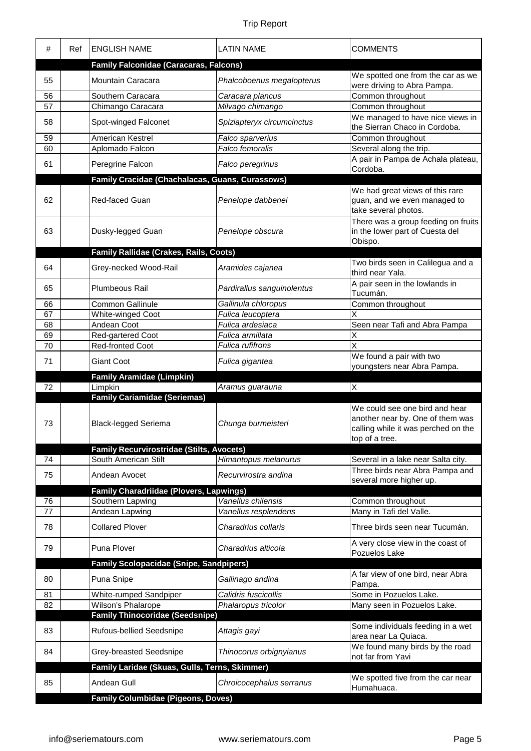| # | Ref | ENGLISH NAME | LATIN NAME | COMMENTS |
|---|---|---|---|---|
| | | **Family Falconidae (Caracaras, Falcons)** | | |
| 55 | | Mountain Caracara | *Phalcoboenus megalopterus* | We spotted one from the car as we were driving to Abra Pampa. |
| 56 | | Southern Caracara | *Caracara plancus* | Common throughout |
| 57 | | Chimango Caracara | *Milvago chimango* | Common throughout |
| 58 | | Spot-winged Falconet | *Spiziapteryx circumcinctus* | We managed to have nice views in the Sierran Chaco in Cordoba. |
| 59 | | American Kestrel | *Falco sparverius* | Common throughout |
| 60 | | Aplomado Falcon | *Falco femoralis* | Several along the trip. |
| 61 | | Peregrine Falcon | *Falco peregrinus* | A pair in Pampa de Achala plateau, Cordoba. |
| | | **Family Cracidae (Chachalacas, Guans, Curassows)** | | |
| 62 | | Red-faced Guan | *Penelope dabbenei* | We had great views of this rare guan, and we even managed to take several photos. |
| 63 | | Dusky-legged Guan | *Penelope obscura* | There was a group feeding on fruits in the lower part of Cuesta del Obispo. |
| | | **Family Rallidae (Crakes, Rails, Coots)** | | |
| 64 | | Grey-necked Wood-Rail | *Aramides cajanea* | Two birds seen in Calilegua and a third near Yala. |
| 65 | | Plumbeous Rail | *Pardirallus sanguinolentus* | A pair seen in the lowlands in Tucumán. |
| 66 | | Common Gallinule | *Gallinula chloropus* | Common throughout |
| 67 | | White-winged Coot | *Fulica leucoptera* | X |
| 68 | | Andean Coot | *Fulica ardesiaca* | Seen near Tafi and Abra Pampa |
| 69 | | Red-gartered Coot | *Fulica armillata* | X |
| 70 | | Red-fronted Coot | *Fulica rufifrons* | X |
| 71 | | Giant Coot | *Fulica gigantea* | We found a pair with two youngsters near Abra Pampa. |
| | | **Family Aramidae (Limpkin)** | | |
| 72 | | Limpkin | *Aramus guarauna* | X |
| | | **Family Cariamidae (Seriemas)** | | |
| 73 | | Black-legged Seriema | *Chunga burmeisteri* | We could see one bird and hear another near by. One of them was calling while it was perched on the top of a tree. |
| | | **Family Recurvirostridae (Stilts, Avocets)** | | |
| 74 | | South American Stilt | *Himantopus melanurus* | Several in a lake near Salta city. |
| 75 | | Andean Avocet | *Recurvirostra andina* | Three birds near Abra Pampa and several more higher up. |
| | | **Family Charadriidae (Plovers, Lapwings)** | | |
| 76 | | Southern Lapwing | *Vanellus chilensis* | Common throughout |
| 77 | | Andean Lapwing | *Vanellus resplendens* | Many in Tafi del Valle. |
| 78 | | Collared Plover | *Charadrius collaris* | Three birds seen near Tucumán. |
| 79 | | Puna Plover | *Charadrius alticola* | A very close view in the coast of Pozuelos Lake |
| | | **Family Scolopacidae (Snipe, Sandpipers)** | | |
| 80 | | Puna Snipe | *Gallinago andina* | A far view of one bird, near Abra Pampa. |
| 81 | | White-rumped Sandpiper | *Calidris fuscicollis* | Some in Pozuelos Lake. |
| 82 | | Wilson's Phalarope | *Phalaropus tricolor* | Many seen in Pozuelos Lake. |
| | | **Family Thinocoridae (Seedsnipe)** | | |
| 83 | | Rufous-bellied Seedsnipe | *Attagis gayi* | Some individuals feeding in a wet area near La Quiaca. |
| 84 | | Grey-breasted Seedsnipe | *Thinocorus orbignyianus* | We found many birds by the road not far from Yavi |
| | | **Family Laridae (Skuas, Gulls, Terns, Skimmer)** | | |
| 85 | | Andean Gull | *Chroicocephalus serranus* | We spotted five from the car near Humahuaca. |
| | | **Family Columbidae (Pigeons, Doves)** | | |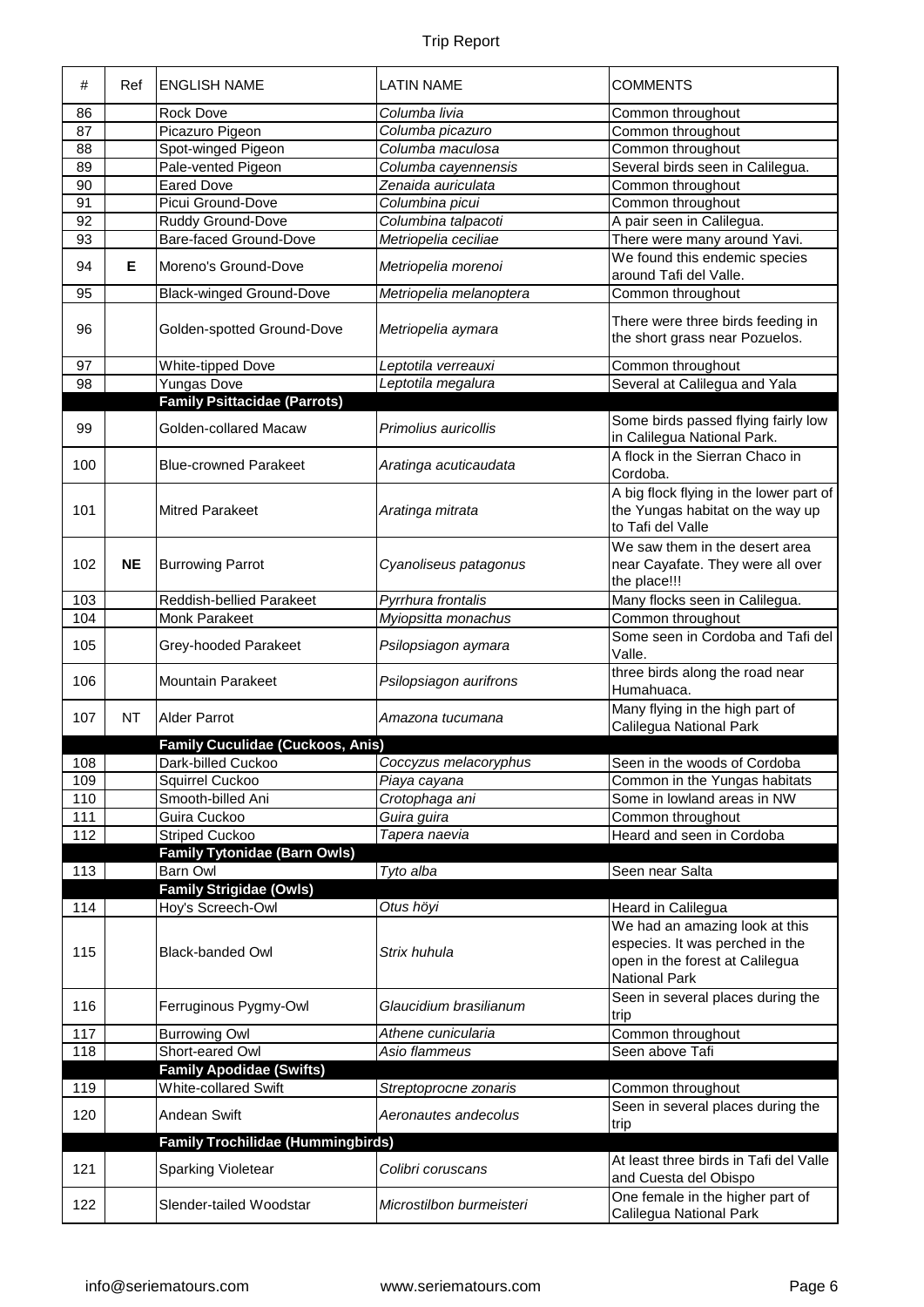| # | Ref | ENGLISH NAME | LATIN NAME | COMMENTS |
|---|---|---|---|---|
| 86 | | Rock Dove | *Columba livia* | Common throughout |
| 87 | | Picazuro Pigeon | *Columba picazuro* | Common throughout |
| 88 | | Spot-winged Pigeon | *Columba maculosa* | Common throughout |
| 89 | | Pale-vented Pigeon | *Columba cayennensis* | Several birds seen in Calilegua. |
| 90 | | Eared Dove | *Zenaida auriculata* | Common throughout |
| 91 | | Picui Ground-Dove | *Columbina picui* | Common throughout |
| 92 | | Ruddy Ground-Dove | *Columbina talpacoti* | A pair seen in Calilegua. |
| 93 | | Bare-faced Ground-Dove | *Metriopelia ceciliae* | There were many around Yavi. |
| 94 | **E** | Moreno's Ground-Dove | *Metriopelia morenoi* | We found this endemic species around Tafi del Valle. |
| 95 | | Black-winged Ground-Dove | *Metriopelia melanoptera* | Common throughout |
| 96 | | Golden-spotted Ground-Dove | *Metriopelia aymara* | There were three birds feeding in the short grass near Pozuelos. |
| 97 | | White-tipped Dove | *Leptotila verreauxi* | Common throughout |
| 98 | | Yungas Dove | *Leptotila megalura* | Several at Calilegua and Yala |
| | | **Family Psittacidae (Parrots)** | | |
| 99 | | Golden-collared Macaw | *Primolius auricollis* | Some birds passed flying fairly low in Calilegua National Park. |
| 100 | | Blue-crowned Parakeet | *Aratinga acuticaudata* | A flock in the Sierran Chaco in Cordoba. |
| 101 | | Mitred Parakeet | *Aratinga mitrata* | A big flock flying in the lower part of the Yungas habitat on the way up to Tafi del Valle |
| 102 | **NE** | Burrowing Parrot | *Cyanoliseus patagonus* | We saw them in the desert area near Cayafate. They were all over the place!!! |
| 103 | | Reddish-bellied Parakeet | *Pyrrhura frontalis* | Many flocks seen in Calilegua. |
| 104 | | Monk Parakeet | *Myiopsitta monachus* | Common throughout |
| 105 | | Grey-hooded Parakeet | *Psilopsiagon aymara* | Some seen in Cordoba and Tafi del Valle. |
| 106 | | Mountain Parakeet | *Psilopsiagon aurifrons* | three birds along the road near Humahuaca. |
| 107 | NT | Alder Parrot | *Amazona tucumana* | Many flying in the high part of Calilegua National Park |
| | | **Family Cuculidae (Cuckoos, Anis)** | | |
| 108 | | Dark-billed Cuckoo | *Coccyzus melacoryphus* | Seen in the woods of Cordoba |
| 109 | | Squirrel Cuckoo | *Piaya cayana* | Common in the Yungas habitats |
| 110 | | Smooth-billed Ani | *Crotophaga ani* | Some in lowland areas in NW |
| 111 | | Guira Cuckoo | *Guira guira* | Common throughout |
| 112 | | Striped Cuckoo | *Tapera naevia* | Heard and seen in Cordoba |
| | | **Family Tytonidae (Barn Owls)** | | |
| 113 | | Barn Owl | *Tyto alba* | Seen near Salta |
| | | **Family Strigidae (Owls)** | | |
| 114 | | Hoy's Screech-Owl | *Otus höyi* | Heard in Calilegua |
| 115 | | Black-banded Owl | *Strix huhula* | We had an amazing look at this especies. It was perched in the open in the forest at Calilegua National Park |
| 116 | | Ferruginous Pygmy-Owl | *Glaucidium brasilianum* | Seen in several places during the trip |
| 117 | | Burrowing Owl | *Athene cunicularia* | Common throughout |
| 118 | | Short-eared Owl | *Asio flammeus* | Seen above Tafi |
| | | **Family Apodidae (Swifts)** | | |
| 119 | | White-collared Swift | *Streptoprocne zonaris* | Common throughout |
| 120 | | Andean Swift | *Aeronautes andecolus* | Seen in several places during the trip |
| | | **Family Trochilidae (Hummingbirds)** | | |
| 121 | | Sparking Violetear | *Colibri coruscans* | At least three birds in Tafi del Valle and Cuesta del Obispo |
| 122 | | Slender-tailed Woodstar | *Microstilbon burmeisteri* | One female in the higher part of Calilegua National Park |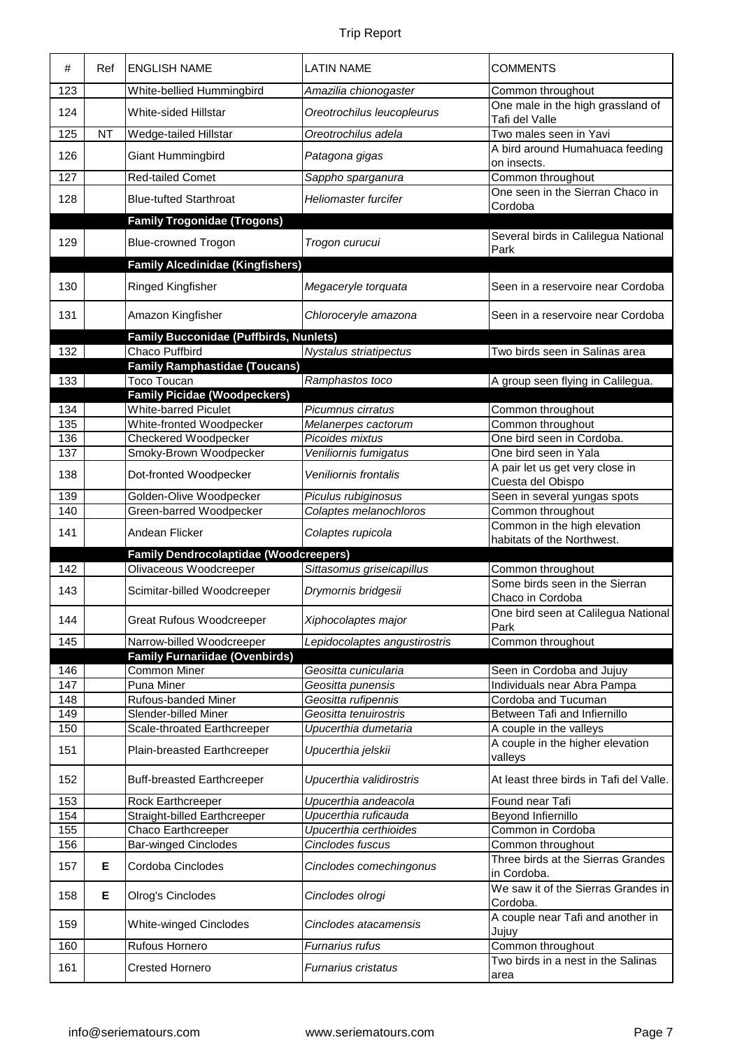| # | Ref | ENGLISH NAME | LATIN NAME | COMMENTS |
|---|---|---|---|---|
| 123 | | White-bellied Hummingbird | *Amazilia chionogaster* | Common throughout |
| 124 | | White-sided Hillstar | *Oreotrochilus leucopleurus* | One male in the high grassland of Tafi del Valle |
| 125 | NT | Wedge-tailed Hillstar | *Oreotrochilus adela* | Two males seen in Yavi |
| 126 | | Giant Hummingbird | *Patagona gigas* | A bird around Humahuaca feeding on insects. |
| 127 | | Red-tailed Comet | *Sappho sparganura* | Common throughout |
| 128 | | Blue-tufted Starthroat | *Heliomaster furcifer* | One seen in the Sierran Chaco in Cordoba |
| | | **Family Trogonidae (Trogons)** | | |
| 129 | | Blue-crowned Trogon | *Trogon curucui* | Several birds in Calilegua National Park |
| | | **Family Alcedinidae (Kingfishers)** | | |
| 130 | | Ringed Kingfisher | *Megaceryle torquata* | Seen in a reservoire near Cordoba |
| 131 | | Amazon Kingfisher | *Chloroceryle amazona* | Seen in a reservoire near Cordoba |
| | | **Family Bucconidae (Puffbirds, Nunlets)** | | |
| 132 | | Chaco Puffbird | *Nystalus striatipectus* | Two birds seen in Salinas area |
| | | **Family Ramphastidae (Toucans)** | | |
| 133 | | Toco Toucan | *Ramphastos toco* | A group seen flying in Calilegua. |
| | | **Family Picidae (Woodpeckers)** | | |
| 134 | | White-barred Piculet | *Picumnus cirratus* | Common throughout |
| 135 | | White-fronted Woodpecker | *Melanerpes cactorum* | Common throughout |
| 136 | | Checkered Woodpecker | *Picoides mixtus* | One bird seen in Cordoba. |
| 137 | | Smoky-Brown Woodpecker | *Veniliornis fumigatus* | One bird seen in Yala |
| 138 | | Dot-fronted Woodpecker | *Veniliornis frontalis* | A pair let us get very close in Cuesta del Obispo |
| 139 | | Golden-Olive Woodpecker | *Piculus rubiginosus* | Seen in several yungas spots |
| 140 | | Green-barred Woodpecker | *Colaptes melanochloros* | Common throughout |
| 141 | | Andean Flicker | *Colaptes rupicola* | Common in the high elevation habitats of the Northwest. |
| | | **Family Dendrocolaptidae (Woodcreepers)** | | |
| 142 | | Olivaceous Woodcreeper | *Sittasomus griseicapillus* | Common throughout |
| 143 | | Scimitar-billed Woodcreeper | *Drymornis bridgesii* | Some birds seen in the Sierran Chaco in Cordoba |
| 144 | | Great Rufous Woodcreeper | *Xiphocolaptes major* | One bird seen at Calilegua National Park |
| 145 | | Narrow-billed Woodcreeper | *Lepidocolaptes angustirostris* | Common throughout |
| | | **Family Furnariidae (Ovenbirds)** | | |
| 146 | | Common Miner | *Geositta cunicularia* | Seen in Cordoba and Jujuy |
| 147 | | Puna Miner | *Geositta punensis* | Individuals near Abra Pampa |
| 148 | | Rufous-banded Miner | *Geositta rufipennis* | Cordoba and Tucuman |
| 149 | | Slender-billed Miner | *Geositta tenuirostris* | Between Tafi and Infiernillo |
| 150 | | Scale-throated Earthcreeper | *Upucerthia dumetaria* | A couple in the valleys |
| 151 | | Plain-breasted Earthcreeper | *Upucerthia jelskii* | A couple in the higher elevation valleys |
| 152 | | Buff-breasted Earthcreeper | *Upucerthia validirostris* | At least three birds in Tafi del Valle. |
| 153 | | Rock Earthcreeper | *Upucerthia andeacola* | Found near Tafi |
| 154 | | Straight-billed Earthcreeper | *Upucerthia ruficauda* | Beyond Infiernillo |
| 155 | | Chaco Earthcreeper | *Upucerthia certhioides* | Common in Cordoba |
| 156 | | Bar-winged Cinclodes | *Cinclodes fuscus* | Common throughout |
| 157 | **E** | Cordoba Cinclodes | *Cinclodes comechingonus* | Three birds at the Sierras Grandes in Cordoba. |
| 158 | **E** | Olrog's Cinclodes | *Cinclodes olrogi* | We saw it of the Sierras Grandes in Cordoba. |
| 159 | | White-winged Cinclodes | *Cinclodes atacamensis* | A couple near Tafi and another in Jujuy |
| 160 | | Rufous Hornero | *Furnarius rufus* | Common throughout |
| 161 | | Crested Hornero | *Furnarius cristatus* | Two birds in a nest in the Salinas area |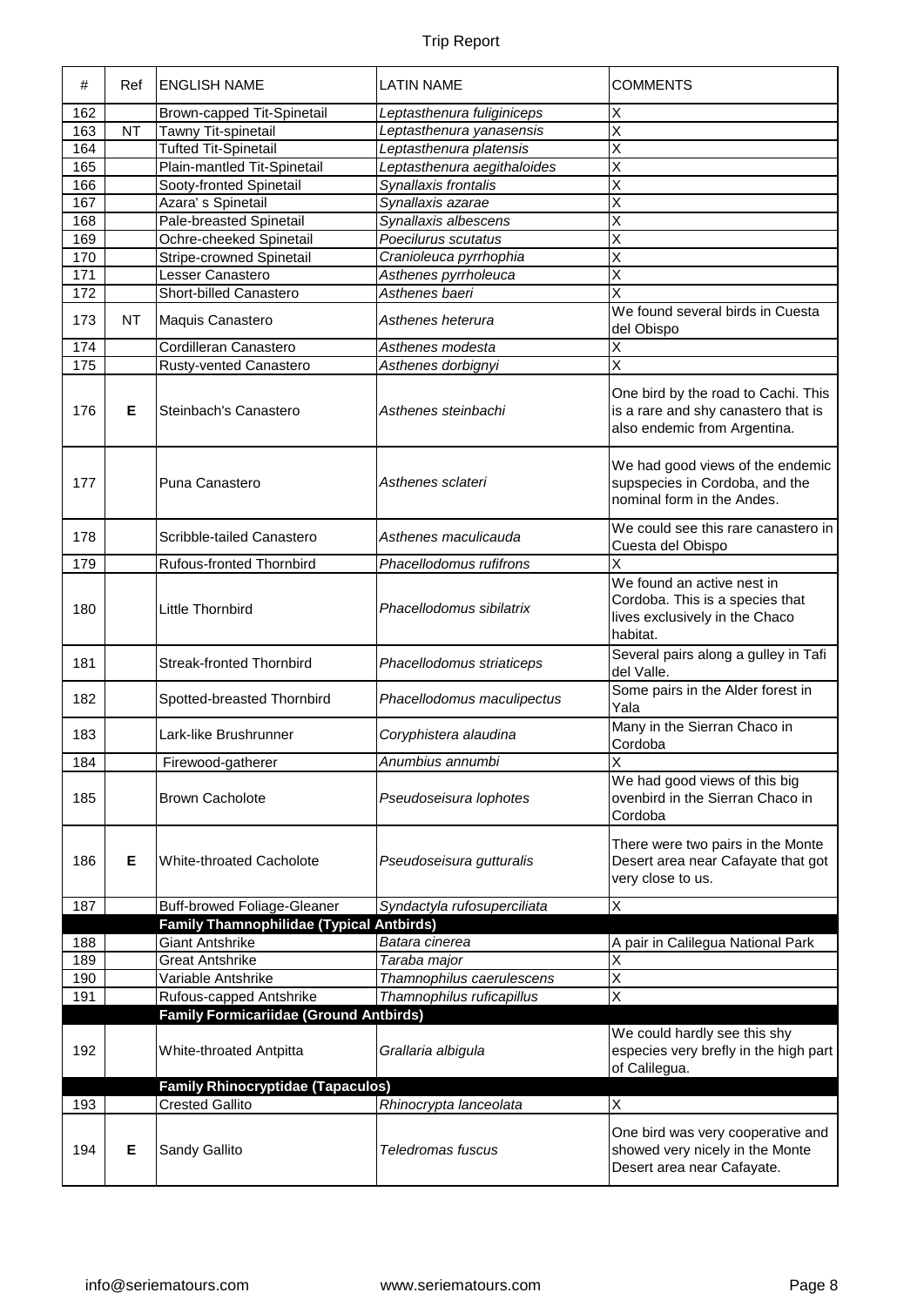| # | Ref | ENGLISH NAME | LATIN NAME | COMMENTS |
|---|---|---|---|---|
| 162 | | Brown-capped Tit-Spinetail | *Leptasthenura fuliginiceps* | X |
| 163 | NT | Tawny Tit-spinetail | *Leptasthenura yanasensis* | X |
| 164 | | Tufted Tit-Spinetail | *Leptasthenura platensis* | X |
| 165 | | Plain-mantled Tit-Spinetail | *Leptasthenura aegithaloides* | X |
| 166 | | Sooty-fronted Spinetail | *Synallaxis frontalis* | X |
| 167 | | Azara' s Spinetail | *Synallaxis azarae* | X |
| 168 | | Pale-breasted Spinetail | *Synallaxis albescens* | X |
| 169 | | Ochre-cheeked Spinetail | *Poecilurus scutatus* | X |
| 170 | | Stripe-crowned Spinetail | *Cranioleuca pyrrhophia* | X |
| 171 | | Lesser Canastero | *Asthenes pyrrholeuca* | X |
| 172 | | Short-billed Canastero | *Asthenes baeri* | X |
| 173 | NT | Maquis Canastero | *Asthenes heterura* | We found several birds in Cuesta del Obispo |
| 174 | | Cordilleran Canastero | *Asthenes modesta* | X |
| 175 | | Rusty-vented Canastero | *Asthenes dorbignyi* | X |
| 176 | **E** | Steinbach's Canastero | *Asthenes steinbachi* | One bird by the road to Cachi. This is a rare and shy canastero that is also endemic from Argentina. |
| 177 | | Puna Canastero | *Asthenes sclateri* | We had good views of the endemic supspecies in Cordoba, and the nominal form in the Andes. |
| 178 | | Scribble-tailed Canastero | *Asthenes maculicauda* | We could see this rare canastero in Cuesta del Obispo |
| 179 | | Rufous-fronted Thornbird | *Phacellodomus rufifrons* | X |
| 180 | | Little Thornbird | *Phacellodomus sibilatrix* | We found an active nest in Cordoba. This is a species that lives exclusively in the Chaco habitat. |
| 181 | | Streak-fronted Thornbird | *Phacellodomus striaticeps* | Several pairs along a gulley in Tafi del Valle. |
| 182 | | Spotted-breasted Thornbird | *Phacellodomus maculipectus* | Some pairs in the Alder forest in Yala |
| 183 | | Lark-like Brushrunner | *Coryphistera alaudina* | Many in the Sierran Chaco in Cordoba |
| 184 | | Firewood-gatherer | *Anumbius annumbi* | X |
| 185 | | Brown Cacholote | *Pseudoseisura lophotes* | We had good views of this big ovenbird in the Sierran Chaco in Cordoba |
| 186 | **E** | White-throated Cacholote | *Pseudoseisura gutturalis* | There were two pairs in the Monte Desert area near Cafayate that got very close to us. |
| 187 | | Buff-browed Foliage-Gleaner | *Syndactyla rufosuperciliata* | X |
| | | **Family Thamnophilidae (Typical Antbirds)** | | |
| 188 | | Giant Antshrike | *Batara cinerea* | A pair in Calilegua National Park |
| 189 | | Great Antshrike | *Taraba major* | X |
| 190 | | Variable Antshrike | *Thamnophilus caerulescens* | X |
| 191 | | Rufous-capped Antshrike | *Thamnophilus ruficapillus* | X |
| | | **Family Formicariidae (Ground Antbirds)** | | |
| 192 | | White-throated Antpitta | *Grallaria albigula* | We could hardly see this shy especies very brefly in the high part of Calilegua. |
| | | **Family Rhinocryptidae (Tapaculos)** | | |
| 193 | | Crested Gallito | *Rhinocrypta lanceolata* | X |
| 194 | **E** | Sandy Gallito | *Teledromas fuscus* | One bird was very cooperative and showed very nicely in the Monte Desert area near Cafayate. |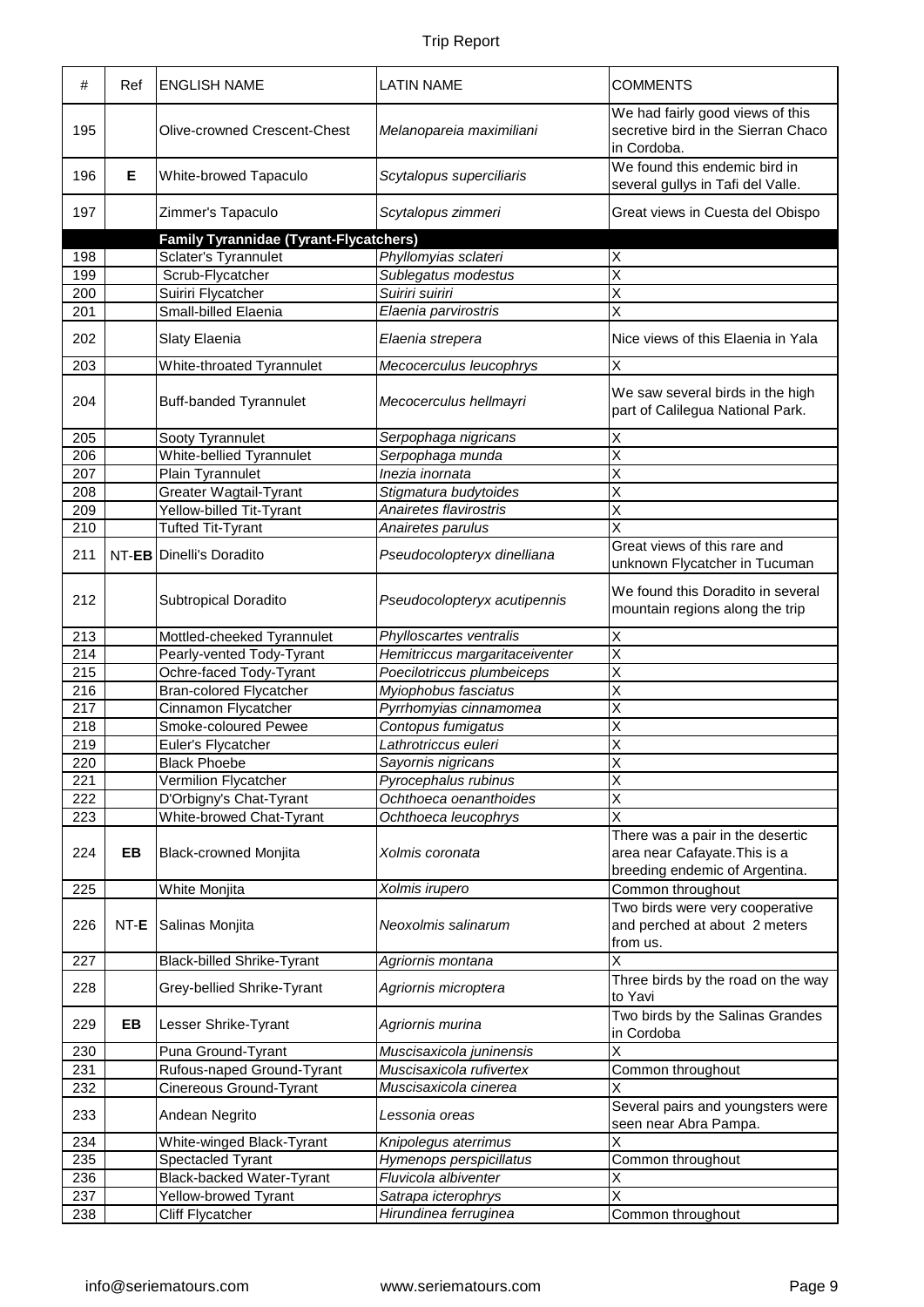| # | Ref | ENGLISH NAME | LATIN NAME | COMMENTS |
|---|---|---|---|---|
| 195 | | Olive-crowned Crescent-Chest | *Melanopareia maximiliani* | We had fairly good views of this secretive bird in the Sierran Chaco in Cordoba. |
| 196 | **E** | White-browed Tapaculo | *Scytalopus superciliaris* | We found this endemic bird in several gullys in Tafi del Valle. |
| 197 | | Zimmer's Tapaculo | *Scytalopus zimmeri* | Great views in Cuesta del Obispo |
| | | **Family Tyrannidae (Tyrant-Flycatchers)** | | |
| 198 | | Sclater's Tyrannulet | *Phyllomyias sclateri* | X |
| 199 | | Scrub-Flycatcher | *Sublegatus modestus* | X |
| 200 | | Suiriri Flycatcher | *Suiriri suiriri* | X |
| 201 | | Small-billed Elaenia | *Elaenia parvirostris* | X |
| 202 | | Slaty Elaenia | *Elaenia strepera* | Nice views of this Elaenia in Yala |
| 203 | | White-throated Tyrannulet | *Mecocerculus leucophrys* | X |
| 204 | | Buff-banded Tyrannulet | *Mecocerculus hellmayri* | We saw several birds in the high part of Calilegua National Park. |
| 205 | | Sooty Tyrannulet | *Serpophaga nigricans* | X |
| 206 | | White-bellied Tyrannulet | *Serpophaga munda* | X |
| 207 | | Plain Tyrannulet | *Inezia inornata* | X |
| 208 | | Greater Wagtail-Tyrant | *Stigmatura budytoides* | X |
| 209 | | Yellow-billed Tit-Tyrant | *Anairetes flavirostris* | X |
| 210 | | Tufted Tit-Tyrant | *Anairetes parulus* | X |
| 211 | NT-**EB** | Dinelli's Doradito | *Pseudocolopteryx dinelliana* | Great views of this rare and unknown Flycatcher in Tucuman |
| 212 | | Subtropical Doradito | *Pseudocolopteryx acutipennis* | We found this Doradito in several mountain regions along the trip |
| 213 | | Mottled-cheeked Tyrannulet | *Phylloscartes ventralis* | X |
| 214 | | Pearly-vented Tody-Tyrant | *Hemitriccus margaritaceiventer* | X |
| 215 | | Ochre-faced Tody-Tyrant | *Poecilotriccus plumbeiceps* | X |
| 216 | | Bran-colored Flycatcher | *Myiophobus fasciatus* | X |
| 217 | | Cinnamon Flycatcher | *Pyrrhomyias cinnamomea* | X |
| 218 | | Smoke-coloured Pewee | *Contopus fumigatus* | X |
| 219 | | Euler's Flycatcher | *Lathrotriccus euleri* | X |
| 220 | | Black Phoebe | *Sayornis nigricans* | X |
| 221 | | Vermilion Flycatcher | *Pyrocephalus rubinus* | X |
| 222 | | D'Orbigny's Chat-Tyrant | *Ochthoeca oenanthoides* | X |
| 223 | | White-browed Chat-Tyrant | *Ochthoeca leucophrys* | X |
| 224 | **EB** | Black-crowned Monjita | *Xolmis coronata* | There was a pair in the desertic area near Cafayate.This is a breeding endemic of Argentina. |
| 225 | | White Monjita | *Xolmis irupero* | Common throughout |
| 226 | NT-**E** | Salinas Monjita | *Neoxolmis salinarum* | Two birds were very cooperative and perched at about 2 meters from us. |
| 227 | | Black-billed Shrike-Tyrant | *Agriornis montana* | X |
| 228 | | Grey-bellied Shrike-Tyrant | *Agriornis microptera* | Three birds by the road on the way to Yavi |
| 229 | **EB** | Lesser Shrike-Tyrant | *Agriornis murina* | Two birds by the Salinas Grandes in Cordoba |
| 230 | | Puna Ground-Tyrant | *Muscisaxicola juninensis* | X |
| 231 | | Rufous-naped Ground-Tyrant | *Muscisaxicola rufivertex* | Common throughout |
| 232 | | Cinereous Ground-Tyrant | *Muscisaxicola cinerea* | X |
| 233 | | Andean Negrito | *Lessonia oreas* | Several pairs and youngsters were seen near Abra Pampa. |
| 234 | | White-winged Black-Tyrant | *Knipolegus aterrimus* | X |
| 235 | | Spectacled Tyrant | *Hymenops perspicillatus* | Common throughout |
| 236 | | Black-backed Water-Tyrant | *Fluvicola albiventer* | X |
| 237 | | Yellow-browed Tyrant | *Satrapa icterophrys* | X |
| 238 | | Cliff Flycatcher | *Hirundinea ferruginea* | Common throughout |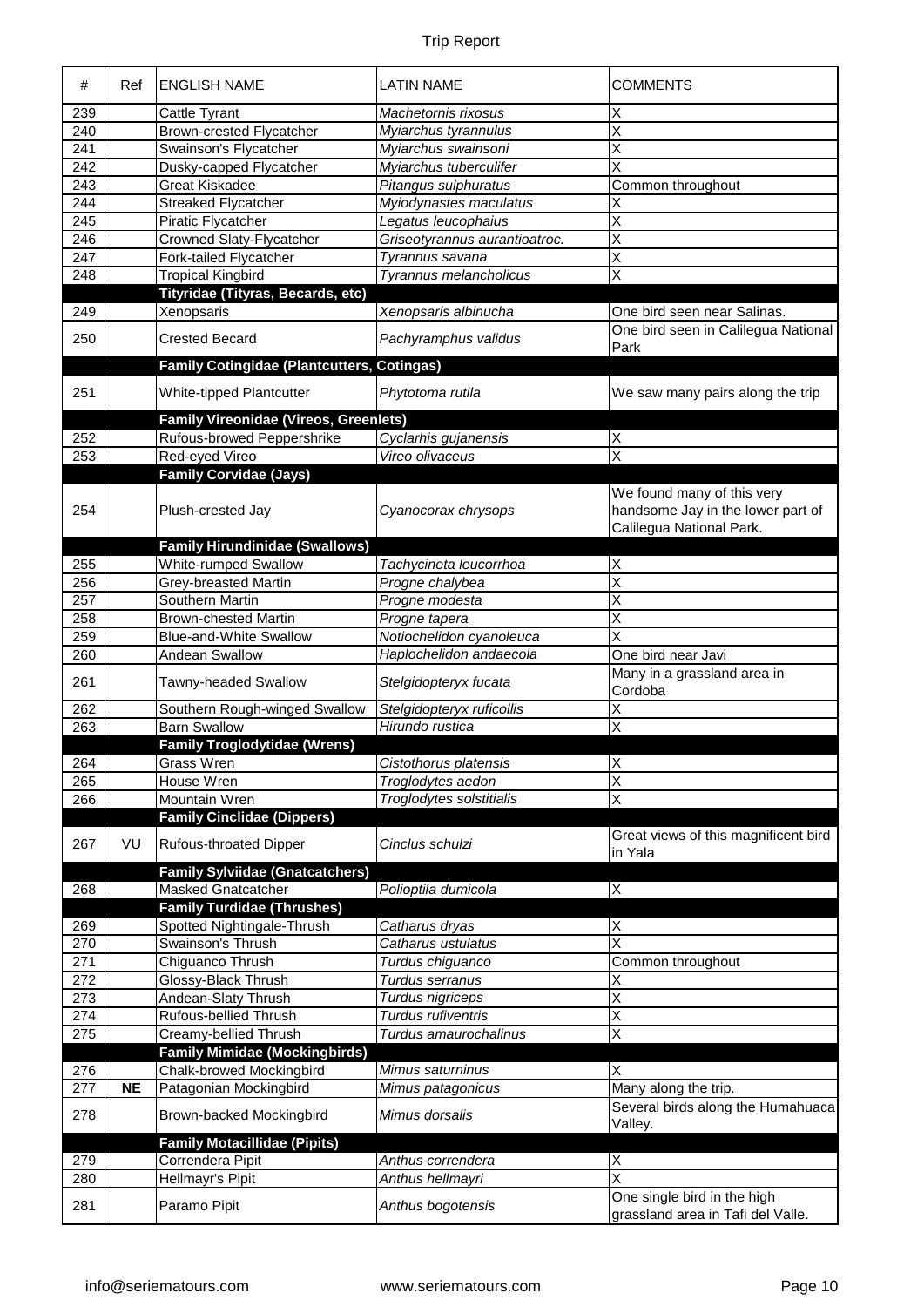| # | Ref | ENGLISH NAME | LATIN NAME | COMMENTS |
|---|---|---|---|---|
| 239 | | Cattle Tyrant | *Machetornis rixosus* | X |
| 240 | | Brown-crested Flycatcher | *Myiarchus tyrannulus* | X |
| 241 | | Swainson's Flycatcher | *Myiarchus swainsoni* | X |
| 242 | | Dusky-capped Flycatcher | *Myiarchus tuberculifer* | X |
| 243 | | Great Kiskadee | *Pitangus sulphuratus* | Common throughout |
| 244 | | Streaked Flycatcher | *Myiodynastes maculatus* | X |
| 245 | | Piratic Flycatcher | *Legatus leucophaius* | X |
| 246 | | Crowned Slaty-Flycatcher | *Griseotyrannus aurantioatroc.* | X |
| 247 | | Fork-tailed Flycatcher | *Tyrannus savana* | X |
| 248 | | Tropical Kingbird | *Tyrannus melancholicus* | X |
| | | **Tityridae (Tityras, Becards, etc)** | | |
| 249 | | Xenopsaris | *Xenopsaris albinucha* | One bird seen near Salinas. |
| 250 | | Crested Becard | *Pachyramphus validus* | One bird seen in Calilegua National Park |
| | | **Family Cotingidae (Plantcutters, Cotingas)** | | |
| 251 | | White-tipped Plantcutter | *Phytotoma rutila* | We saw many pairs along the trip |
| | | **Family Vireonidae (Vireos, Greenlets)** | | |
| 252 | | Rufous-browed Peppershrike | *Cyclarhis gujanensis* | X |
| 253 | | Red-eyed Vireo | *Vireo olivaceus* | X |
| | | **Family Corvidae (Jays)** | | |
| 254 | | Plush-crested Jay | *Cyanocorax chrysops* | We found many of this very handsome Jay in the lower part of Calilegua National Park. |
| | | **Family Hirundinidae (Swallows)** | | |
| 255 | | White-rumped Swallow | *Tachycineta leucorrhoa* | X |
| 256 | | Grey-breasted Martin | *Progne chalybea* | X |
| 257 | | Southern Martin | *Progne modesta* | X |
| 258 | | Brown-chested Martin | *Progne tapera* | X |
| 259 | | Blue-and-White Swallow | *Notiochelidon cyanoleuca* | X |
| 260 | | Andean Swallow | *Haplochelidon andaecola* | One bird near Javi |
| 261 | | Tawny-headed Swallow | *Stelgidopteryx fucata* | Many in a grassland area in Cordoba |
| 262 | | Southern Rough-winged Swallow | *Stelgidopteryx ruficollis* | X |
| 263 | | Barn Swallow | *Hirundo rustica* | X |
| | | **Family Troglodytidae (Wrens)** | | |
| 264 | | Grass Wren | *Cistothorus platensis* | X |
| 265 | | House Wren | *Troglodytes aedon* | X |
| 266 | | Mountain Wren | *Troglodytes solstitialis* | X |
| | | **Family Cinclidae (Dippers)** | | |
| 267 | VU | Rufous-throated Dipper | *Cinclus schulzi* | Great views of this magnificent bird in Yala |
| | | **Family Sylviidae (Gnatcatchers)** | | |
| 268 | | Masked Gnatcatcher | *Polioptila dumicola* | X |
| | | **Family Turdidae (Thrushes)** | | |
| 269 | | Spotted Nightingale-Thrush | *Catharus dryas* | X |
| 270 | | Swainson's Thrush | *Catharus ustulatus* | X |
| 271 | | Chiguanco Thrush | *Turdus chiguanco* | Common throughout |
| 272 | | Glossy-Black Thrush | *Turdus serranus* | X |
| 273 | | Andean-Slaty Thrush | *Turdus nigriceps* | X |
| 274 | | Rufous-bellied Thrush | *Turdus rufiventris* | X |
| 275 | | Creamy-bellied Thrush | *Turdus amaurochalinus* | X |
| | | **Family Mimidae (Mockingbirds)** | | |
| 276 | | Chalk-browed Mockingbird | *Mimus saturninus* | X |
| 277 | **NE** | Patagonian Mockingbird | *Mimus patagonicus* | Many along the trip. |
| 278 | | Brown-backed Mockingbird | *Mimus dorsalis* | Several birds along the Humahuaca Valley. |
| | | **Family Motacillidae (Pipits)** | | |
| 279 | | Correndera Pipit | *Anthus correndera* | X |
| 280 | | Hellmayr's Pipit | *Anthus hellmayri* | X |
| 281 | | Paramo Pipit | *Anthus bogotensis* | One single bird in the high grassland area in Tafi del Valle. |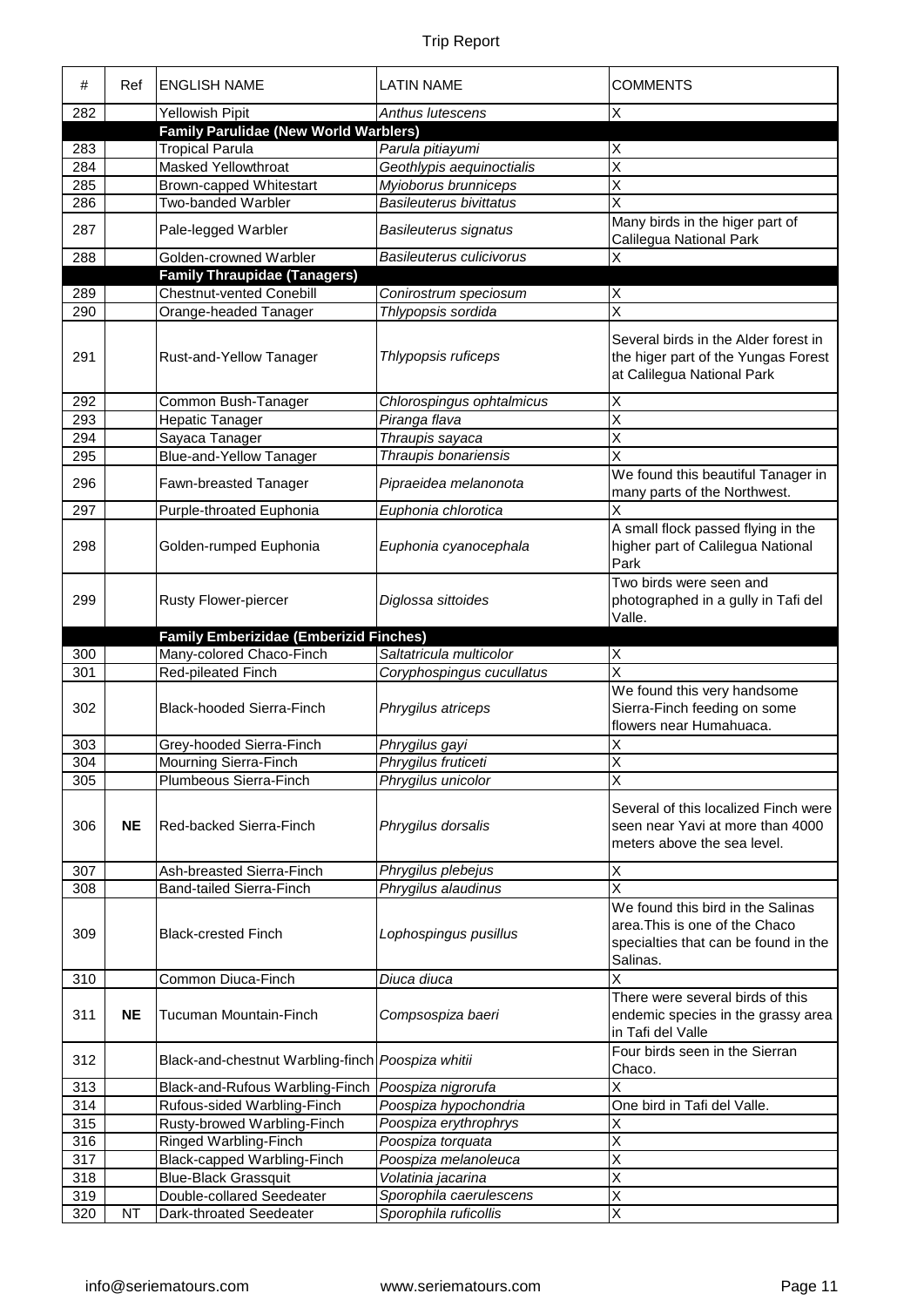| # | Ref | ENGLISH NAME | LATIN NAME | COMMENTS |
|---|---|---|---|---|
| 282 | | Yellowish Pipit | *Anthus lutescens* | X |
| | | **Family Parulidae (New World Warblers)** | | |
| 283 | | Tropical Parula | *Parula pitiayumi* | X |
| 284 | | Masked Yellowthroat | *Geothlypis aequinoctialis* | X |
| 285 | | Brown-capped Whitestart | *Myioborus brunniceps* | X |
| 286 | | Two-banded Warbler | *Basileuterus bivittatus* | X |
| 287 | | Pale-legged Warbler | *Basileuterus signatus* | Many birds in the higer part of Calilegua National Park |
| 288 | | Golden-crowned Warbler | *Basileuterus culicivorus* | X |
| | | **Family Thraupidae (Tanagers)** | | |
| 289 | | Chestnut-vented Conebill | *Conirostrum speciosum* | X |
| 290 | | Orange-headed Tanager | *Thlypopsis sordida* | X |
| 291 | | Rust-and-Yellow Tanager | *Thlypopsis ruficeps* | Several birds in the Alder forest in the higer part of the Yungas Forest at Calilegua National Park |
| 292 | | Common Bush-Tanager | *Chlorospingus ophtalmicus* | X |
| 293 | | Hepatic Tanager | *Piranga flava* | X |
| 294 | | Sayaca Tanager | *Thraupis sayaca* | X |
| 295 | | Blue-and-Yellow Tanager | *Thraupis bonariensis* | X |
| 296 | | Fawn-breasted Tanager | *Pipraeidea melanonota* | We found this beautiful Tanager in many parts of the Northwest. |
| 297 | | Purple-throated Euphonia | *Euphonia chlorotica* | X |
| 298 | | Golden-rumped Euphonia | *Euphonia cyanocephala* | A small flock passed flying in the higher part of Calilegua National Park |
| 299 | | Rusty Flower-piercer | *Diglossa sittoides* | Two birds were seen and photographed in a gully in Tafi del Valle. |
| | | **Family Emberizidae (Emberizid Finches)** | | |
| 300 | | Many-colored Chaco-Finch | *Saltatricula multicolor* | X |
| 301 | | Red-pileated Finch | *Coryphospingus cucullatus* | X |
| 302 | | Black-hooded Sierra-Finch | *Phrygilus atriceps* | We found this very handsome Sierra-Finch feeding on some flowers near Humahuaca. |
| 303 | | Grey-hooded Sierra-Finch | *Phrygilus gayi* | X |
| 304 | | Mourning Sierra-Finch | *Phrygilus fruticeti* | X |
| 305 | | Plumbeous Sierra-Finch | *Phrygilus unicolor* | X |
| 306 | **NE** | Red-backed Sierra-Finch | *Phrygilus dorsalis* | Several of this localized Finch were seen near Yavi at more than 4000 meters above the sea level. |
| 307 | | Ash-breasted Sierra-Finch | *Phrygilus plebejus* | X |
| 308 | | Band-tailed Sierra-Finch | *Phrygilus alaudinus* | X |
| 309 | | Black-crested Finch | *Lophospingus pusillus* | We found this bird in the Salinas area.This is one of the Chaco specialties that can be found in the Salinas. |
| 310 | | Common Diuca-Finch | *Diuca diuca* | X |
| 311 | **NE** | Tucuman Mountain-Finch | *Compsospiza baeri* | There were several birds of this endemic species in the grassy area in Tafi del Valle |
| 312 | | Black-and-chestnut Warbling-finch | *Poospiza whitii* | Four birds seen in the Sierran Chaco. |
| 313 | | Black-and-Rufous Warbling-Finch | *Poospiza nigrorufa* | X |
| 314 | | Rufous-sided Warbling-Finch | *Poospiza hypochondria* | One bird in Tafi del Valle. |
| 315 | | Rusty-browed Warbling-Finch | *Poospiza erythrophrys* | X |
| 316 | | Ringed Warbling-Finch | *Poospiza torquata* | X |
| 317 | | Black-capped Warbling-Finch | *Poospiza melanoleuca* | X |
| 318 | | Blue-Black Grassquit | *Volatinia jacarina* | X |
| 319 | | Double-collared Seedeater | *Sporophila caerulescens* | X |
| 320 | NT | Dark-throated Seedeater | *Sporophila ruficollis* | X |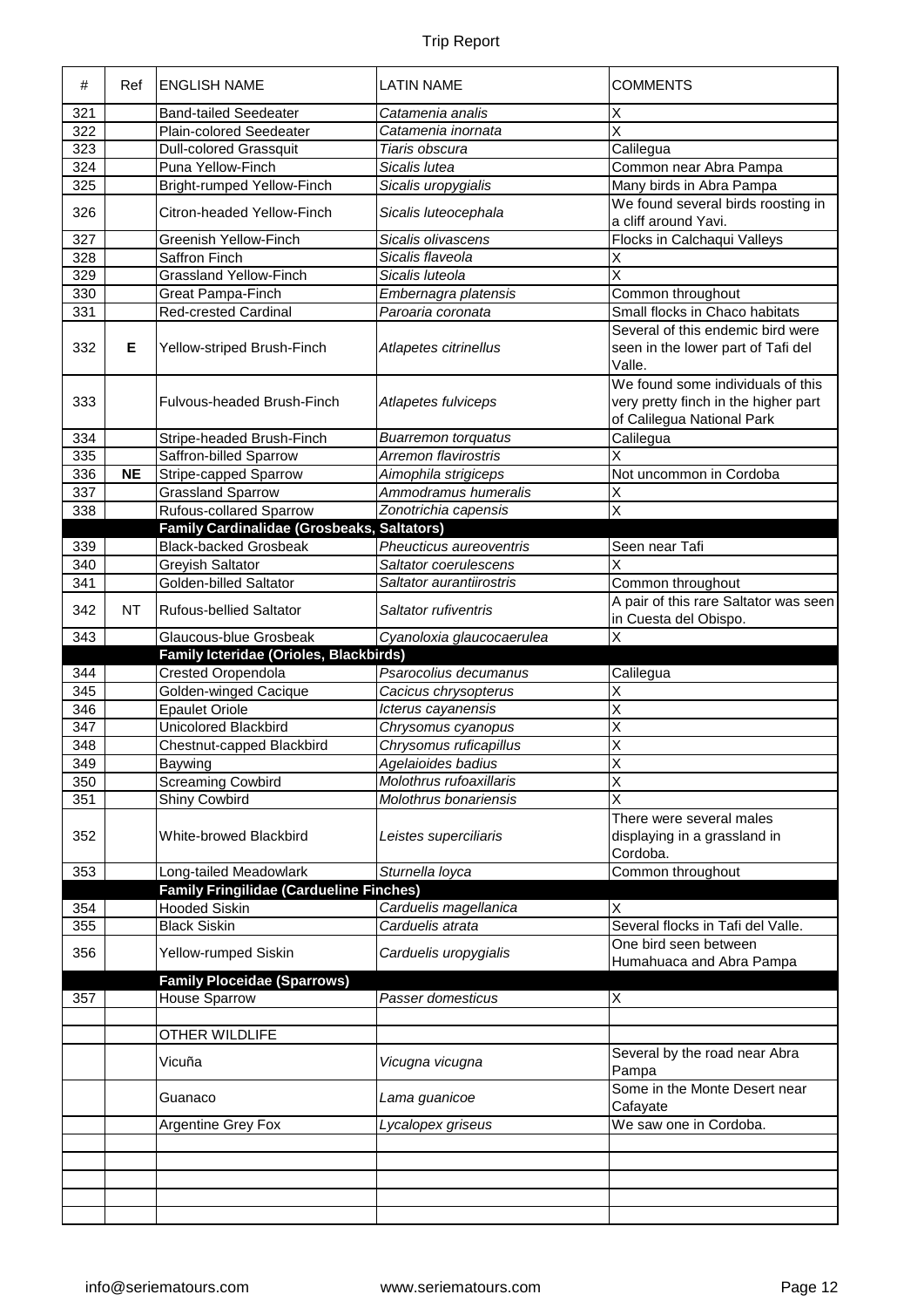| # | Ref | ENGLISH NAME | LATIN NAME | COMMENTS |
|---|---|---|---|---|
| 321 | | Band-tailed Seedeater | *Catamenia analis* | X |
| 322 | | Plain-colored Seedeater | *Catamenia inornata* | X |
| 323 | | Dull-colored Grassquit | *Tiaris obscura* | Calilegua |
| 324 | | Puna Yellow-Finch | *Sicalis lutea* | Common near Abra Pampa |
| 325 | | Bright-rumped Yellow-Finch | *Sicalis uropygialis* | Many birds in Abra Pampa |
| 326 | | Citron-headed Yellow-Finch | *Sicalis luteocephala* | We found several birds roosting in a cliff around Yavi. |
| 327 | | Greenish Yellow-Finch | *Sicalis olivascens* | Flocks in Calchaqui Valleys |
| 328 | | Saffron Finch | *Sicalis flaveola* | X |
| 329 | | Grassland Yellow-Finch | *Sicalis luteola* | X |
| 330 | | Great Pampa-Finch | *Embernagra platensis* | Common throughout |
| 331 | | Red-crested Cardinal | *Paroaria coronata* | Small flocks in Chaco habitats |
| 332 | **E** | Yellow-striped Brush-Finch | *Atlapetes citrinellus* | Several of this endemic bird were seen in the lower part of Tafi del Valle. |
| 333 | | Fulvous-headed Brush-Finch | *Atlapetes fulviceps* | We found some individuals of this very pretty finch in the higher part of Calilegua National Park |
| 334 | | Stripe-headed Brush-Finch | *Buarremon torquatus* | Calilegua |
| 335 | | Saffron-billed Sparrow | *Arremon flavirostris* | X |
| 336 | **NE** | Stripe-capped Sparrow | *Aimophila strigiceps* | Not uncommon in Cordoba |
| 337 | | Grassland Sparrow | *Ammodramus humeralis* | X |
| 338 | | Rufous-collared Sparrow | *Zonotrichia capensis* | X |
| | | **Family Cardinalidae (Grosbeaks, Saltators)** | | |
| 339 | | Black-backed Grosbeak | *Pheucticus aureoventris* | Seen near Tafi |
| 340 | | Greyish Saltator | *Saltator coerulescens* | X |
| 341 | | Golden-billed Saltator | *Saltator aurantiirostris* | Common throughout |
| 342 | NT | Rufous-bellied Saltator | *Saltator rufiventris* | A pair of this rare Saltator was seen in Cuesta del Obispo. |
| 343 | | Glaucous-blue Grosbeak | *Cyanoloxia glaucocaerulea* | X |
| | | **Family Icteridae (Orioles, Blackbirds)** | | |
| 344 | | Crested Oropendola | *Psarocolius decumanus* | Calilegua |
| 345 | | Golden-winged Cacique | *Cacicus chrysopterus* | X |
| 346 | | Epaulet Oriole | *Icterus cayanensis* | X |
| 347 | | Unicolored Blackbird | *Chrysomus cyanopus* | X |
| 348 | | Chestnut-capped Blackbird | *Chrysomus ruficapillus* | X |
| 349 | | Baywing | *Agelaioides badius* | X |
| 350 | | Screaming Cowbird | *Molothrus rufoaxillaris* | X |
| 351 | | Shiny Cowbird | *Molothrus bonariensis* | X |
| 352 | | White-browed Blackbird | *Leistes superciliaris* | There were several males displaying in a grassland in Cordoba. |
| 353 | | Long-tailed Meadowlark | *Sturnella loyca* | Common throughout |
| | | **Family Fringilidae (Cardueline Finches)** | | |
| 354 | | Hooded Siskin | *Carduelis magellanica* | X |
| 355 | | Black Siskin | *Carduelis atrata* | Several flocks in Tafi del Valle. |
| 356 | | Yellow-rumped Siskin | *Carduelis uropygialis* | One bird seen between Humahuaca and Abra Pampa |
| | | **Family Ploceidae (Sparrows)** | | |
| 357 | | House Sparrow | *Passer domesticus* | X |
| | | | | |
| | | OTHER WILDLIFE | | |
| | | Vicuña | *Vicugna vicugna* | Several by the road near Abra Pampa |
| | | Guanaco | *Lama guanicoe* | Some in the Monte Desert near Cafayate |
| | | Argentine Grey Fox | *Lycalopex griseus* | We saw one in Cordoba. |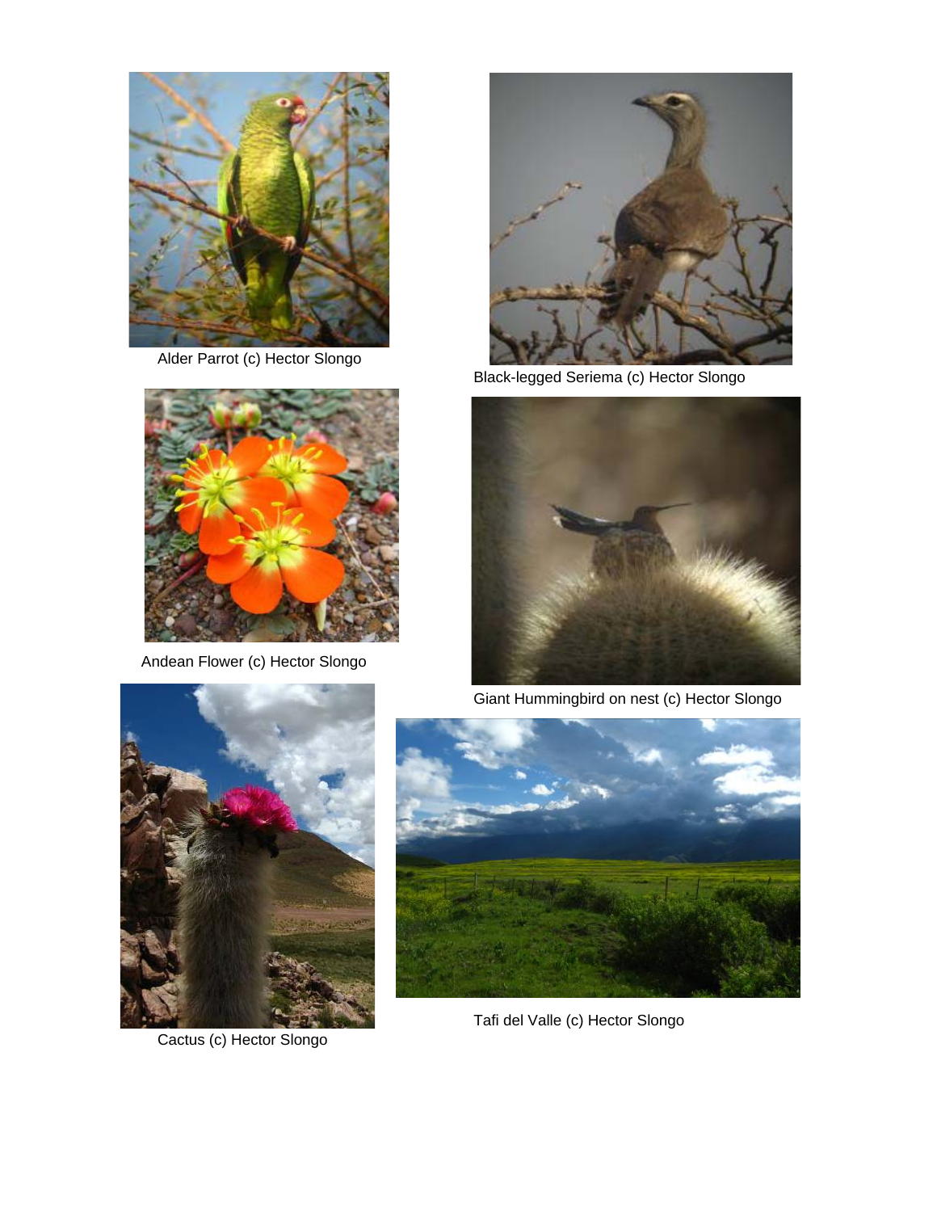Alder Parrot (c) Hector Slongo

Black-legged Seriema (c) Hector Slongo

Andean Flower (c) Hector Slongo

Giant Hummingbird on nest (c) Hector Slongo

Cactus (c) Hector Slongo

Tafi del Valle (c) Hector Slongo